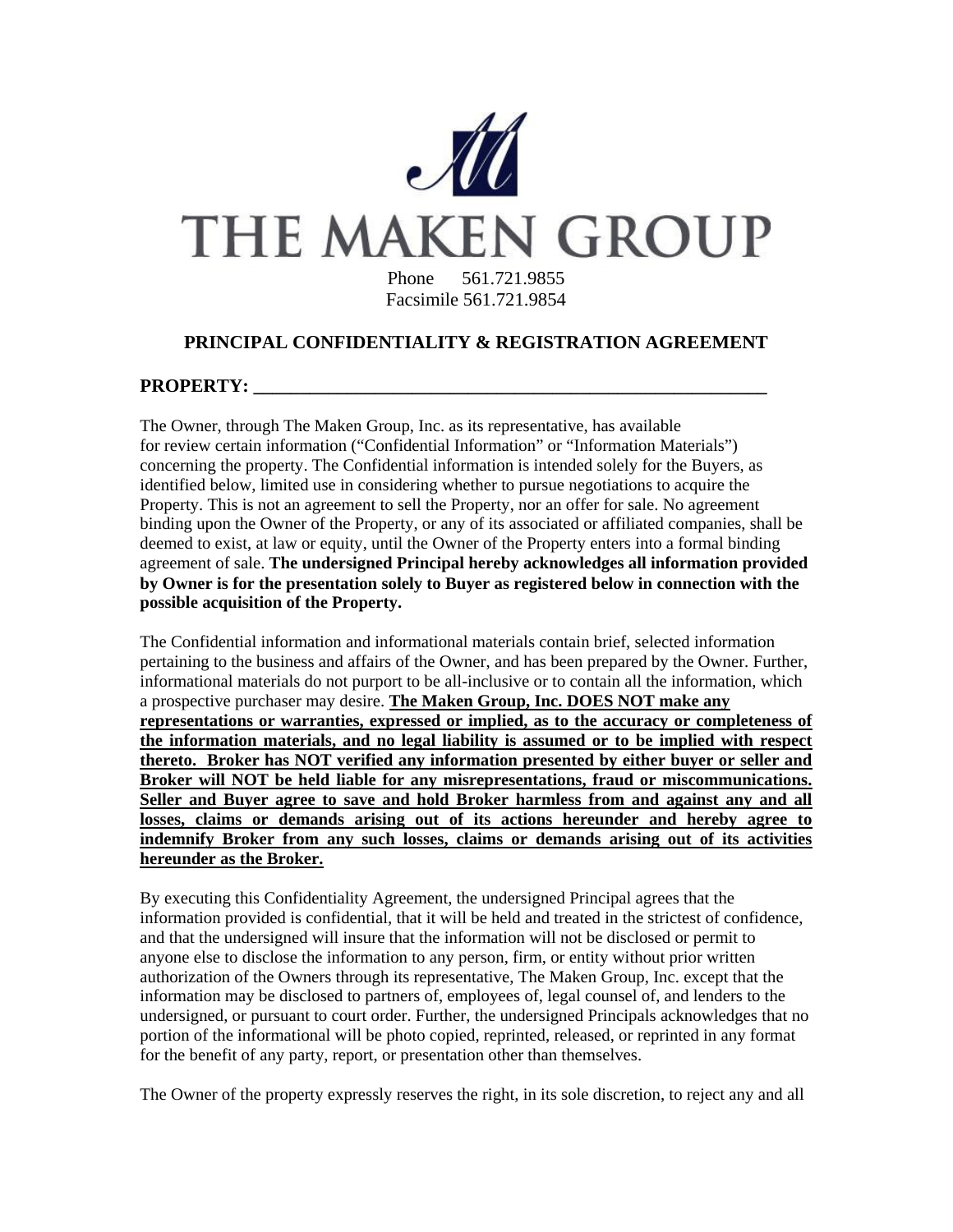# THE MAKEN GROUP

Phone 561.721.9855
Facsimile 561.721.9854

## PRINCIPAL CONFIDENTIALITY & REGISTRATION AGREEMENT

**PROPERTY: ___________________________________________________________**

The Owner, through The Maken Group, Inc. as its representative, has available for review certain information ("Confidential Information" or "Information Materials") concerning the property. The Confidential information is intended solely for the Buyers, as identified below, limited use in considering whether to pursue negotiations to acquire the Property. This is not an agreement to sell the Property, nor an offer for sale. No agreement binding upon the Owner of the Property, or any of its associated or affiliated companies, shall be deemed to exist, at law or equity, until the Owner of the Property enters into a formal binding agreement of sale. **The undersigned Principal hereby acknowledges all information provided by Owner is for the presentation solely to Buyer as registered below in connection with the possible acquisition of the Property.**

The Confidential information and informational materials contain brief, selected information pertaining to the business and affairs of the Owner, and has been prepared by the Owner. Further, informational materials do not purport to be all-inclusive or to contain all the information, which a prospective purchaser may desire. **<u>The Maken Group, Inc. DOES NOT make any representations or warranties, expressed or implied, as to the accuracy or completeness of the information materials, and no legal liability is assumed or to be implied with respect thereto. Broker has NOT verified any information presented by either buyer or seller and Broker will NOT be held liable for any misrepresentations, fraud or miscommunications. Seller and Buyer agree to save and hold Broker harmless from and against any and all losses, claims or demands arising out of its actions hereunder and hereby agree to indemnify Broker from any such losses, claims or demands arising out of its activities hereunder as the Broker.</u>**

By executing this Confidentiality Agreement, the undersigned Principal agrees that the information provided is confidential, that it will be held and treated in the strictest of confidence, and that the undersigned will insure that the information will not be disclosed or permit to anyone else to disclose the information to any person, firm, or entity without prior written authorization of the Owners through its representative, The Maken Group, Inc. except that the information may be disclosed to partners of, employees of, legal counsel of, and lenders to the undersigned, or pursuant to court order. Further, the undersigned Principals acknowledges that no portion of the informational will be photo copied, reprinted, released, or reprinted in any format for the benefit of any party, report, or presentation other than themselves.

The Owner of the property expressly reserves the right, in its sole discretion, to reject any and all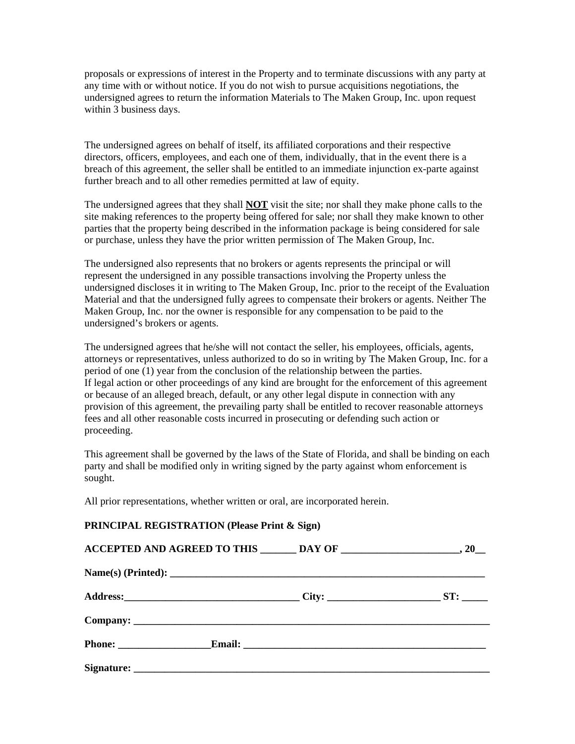proposals or expressions of interest in the Property and to terminate discussions with any party at any time with or without notice. If you do not wish to pursue acquisitions negotiations, the undersigned agrees to return the information Materials to The Maken Group, Inc. upon request within 3 business days.

The undersigned agrees on behalf of itself, its affiliated corporations and their respective directors, officers, employees, and each one of them, individually, that in the event there is a breach of this agreement, the seller shall be entitled to an immediate injunction ex-parte against further breach and to all other remedies permitted at law of equity.

The undersigned agrees that they shall <u>**NOT**</u> visit the site; nor shall they make phone calls to the site making references to the property being offered for sale; nor shall they make known to other parties that the property being described in the information package is being considered for sale or purchase, unless they have the prior written permission of The Maken Group, Inc.

The undersigned also represents that no brokers or agents represents the principal or will represent the undersigned in any possible transactions involving the Property unless the undersigned discloses it in writing to The Maken Group, Inc. prior to the receipt of the Evaluation Material and that the undersigned fully agrees to compensate their brokers or agents. Neither The Maken Group, Inc. nor the owner is responsible for any compensation to be paid to the undersigned's brokers or agents.

The undersigned agrees that he/she will not contact the seller, his employees, officials, agents, attorneys or representatives, unless authorized to do so in writing by The Maken Group, Inc. for a period of one (1) year from the conclusion of the relationship between the parties.
If legal action or other proceedings of any kind are brought for the enforcement of this agreement or because of an alleged breach, default, or any other legal dispute in connection with any provision of this agreement, the prevailing party shall be entitled to recover reasonable attorneys fees and all other reasonable costs incurred in prosecuting or defending such action or proceeding.

This agreement shall be governed by the laws of the State of Florida, and shall be binding on each party and shall be modified only in writing signed by the party against whom enforcement is sought.

All prior representations, whether written or oral, are incorporated herein.

**PRINCIPAL REGISTRATION (Please Print & Sign)**

**ACCEPTED AND AGREED TO THIS _______ DAY OF _______________________, 20__**

**Name(s) (Printed): _______________________________________________________________**

**Address:__________________________________ City: _____________________ ST: _____**

**Company: ________________________________________________________________________**

**Phone: __________________Email: _________________________________________________**

**Signature: _______________________________________________________________________**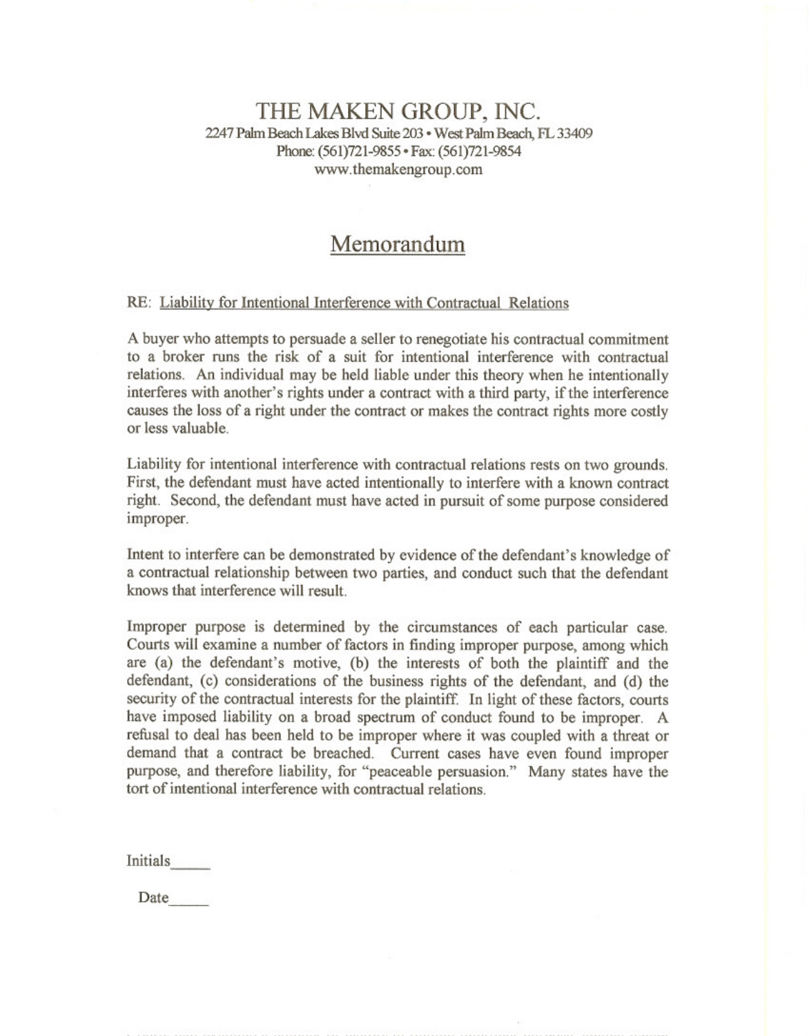# THE MAKEN GROUP, INC.

2247 Palm Beach Lakes Blvd Suite 203 • West Palm Beach, FL 33409
Phone: (561)721-9855 • Fax: (561)721-9854
www.themakengroup.com

## Memorandum

RE: Liability for Intentional Interference with Contractual Relations

A buyer who attempts to persuade a seller to renegotiate his contractual commitment to a broker runs the risk of a suit for intentional interference with contractual relations. An individual may be held liable under this theory when he intentionally interferes with another's rights under a contract with a third party, if the interference causes the loss of a right under the contract or makes the contract rights more costly or less valuable.

Liability for intentional interference with contractual relations rests on two grounds. First, the defendant must have acted intentionally to interfere with a known contract right. Second, the defendant must have acted in pursuit of some purpose considered improper.

Intent to interfere can be demonstrated by evidence of the defendant's knowledge of a contractual relationship between two parties, and conduct such that the defendant knows that interference will result.

Improper purpose is determined by the circumstances of each particular case. Courts will examine a number of factors in finding improper purpose, among which are (a) the defendant's motive, (b) the interests of both the plaintiff and the defendant, (c) considerations of the business rights of the defendant, and (d) the security of the contractual interests for the plaintiff. In light of these factors, courts have imposed liability on a broad spectrum of conduct found to be improper. A refusal to deal has been held to be improper where it was coupled with a threat or demand that a contract be breached. Current cases have even found improper purpose, and therefore liability, for "peaceable persuasion." Many states have the tort of intentional interference with contractual relations.

Initials_____

Date_____